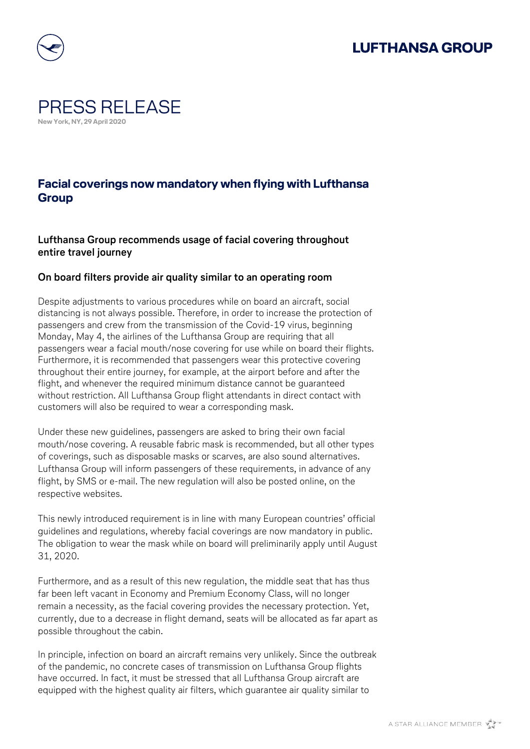# PRESS RELEASE

**New York, NY, 29 April 2020**

## Facial coverings now mandatory when flying with Lufthansa Group

### Lufthansa Group recommends usage of facial covering throughout entire travel journey

### On board filters provide air quality similar to an operating room

Despite adjustments to various procedures while on board an aircraft, social distancing is not always possible. Therefore, in order to increase the protection of passengers and crew from the transmission of the Covid-19 virus, beginning Monday, May 4, the airlines of the Lufthansa Group are requiring that all passengers wear a facial mouth/nose covering for use while on board their flights. Furthermore, it is recommended that passengers wear this protective covering throughout their entire journey, for example, at the airport before and after the flight, and whenever the required minimum distance cannot be guaranteed without restriction. All Lufthansa Group flight attendants in direct contact with customers will also be required to wear a corresponding mask.

Under these new guidelines, passengers are asked to bring their own facial mouth/nose covering. A reusable fabric mask is recommended, but all other types of coverings, such as disposable masks or scarves, are also sound alternatives. Lufthansa Group will inform passengers of these requirements, in advance of any flight, by SMS or e-mail. The new regulation will also be posted online, on the respective websites.

This newly introduced requirement is in line with many European countries' official guidelines and regulations, whereby facial coverings are now mandatory in public. The obligation to wear the mask while on board will preliminarily apply until August 31, 2020.

Furthermore, and as a result of this new regulation, the middle seat that has thus far been left vacant in Economy and Premium Economy Class, will no longer remain a necessity, as the facial covering provides the necessary protection. Yet, currently, due to a decrease in flight demand, seats will be allocated as far apart as possible throughout the cabin.

In principle, infection on board an aircraft remains very unlikely. Since the outbreak of the pandemic, no concrete cases of transmission on Lufthansa Group flights have occurred. In fact, it must be stressed that all Lufthansa Group aircraft are equipped with the highest quality air filters, which guarantee air quality similar to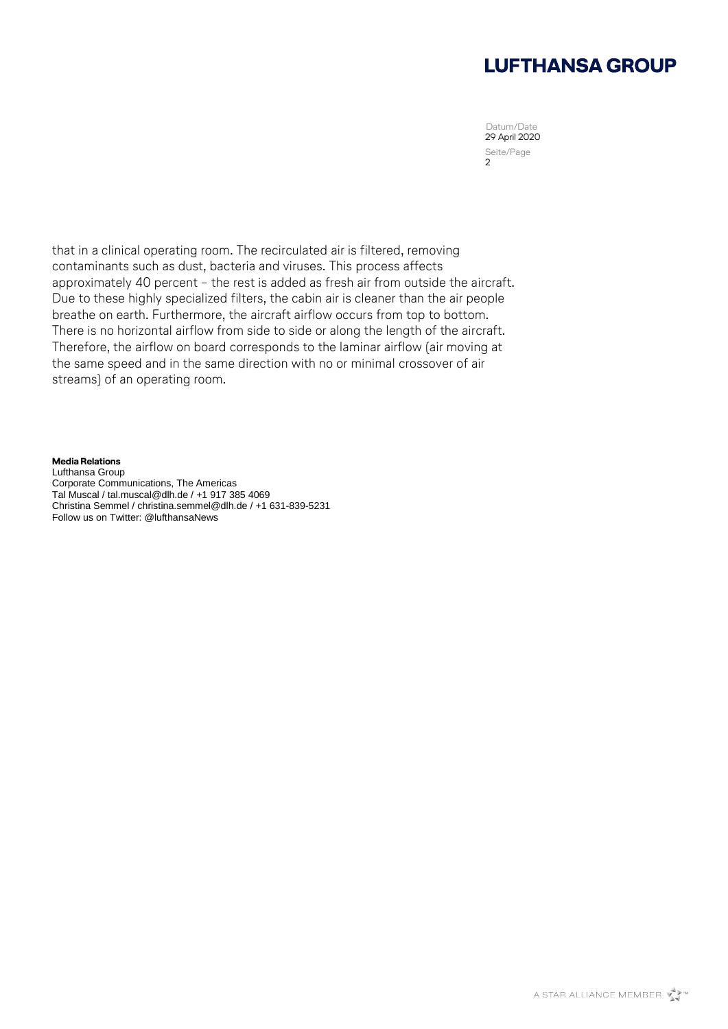that in a clinical operating room. The recirculated air is filtered, removing contaminants such as dust, bacteria and viruses. This process affects approximately 40 percent – the rest is added as fresh air from outside the aircraft. Due to these highly specialized filters, the cabin air is cleaner than the air people breathe on earth. Furthermore, the aircraft airflow occurs from top to bottom. There is no horizontal airflow from side to side or along the length of the aircraft. Therefore, the airflow on board corresponds to the laminar airflow (air moving at the same speed and in the same direction with no or minimal crossover of air streams) of an operating room.

**Media Relations**
Lufthansa Group
Corporate Communications, The Americas
Tal Muscal / tal.muscal@dlh.de / +1 917 385 4069
Christina Semmel / christina.semmel@dlh.de / +1 631-839-5231
Follow us on Twitter: @lufthansaNews